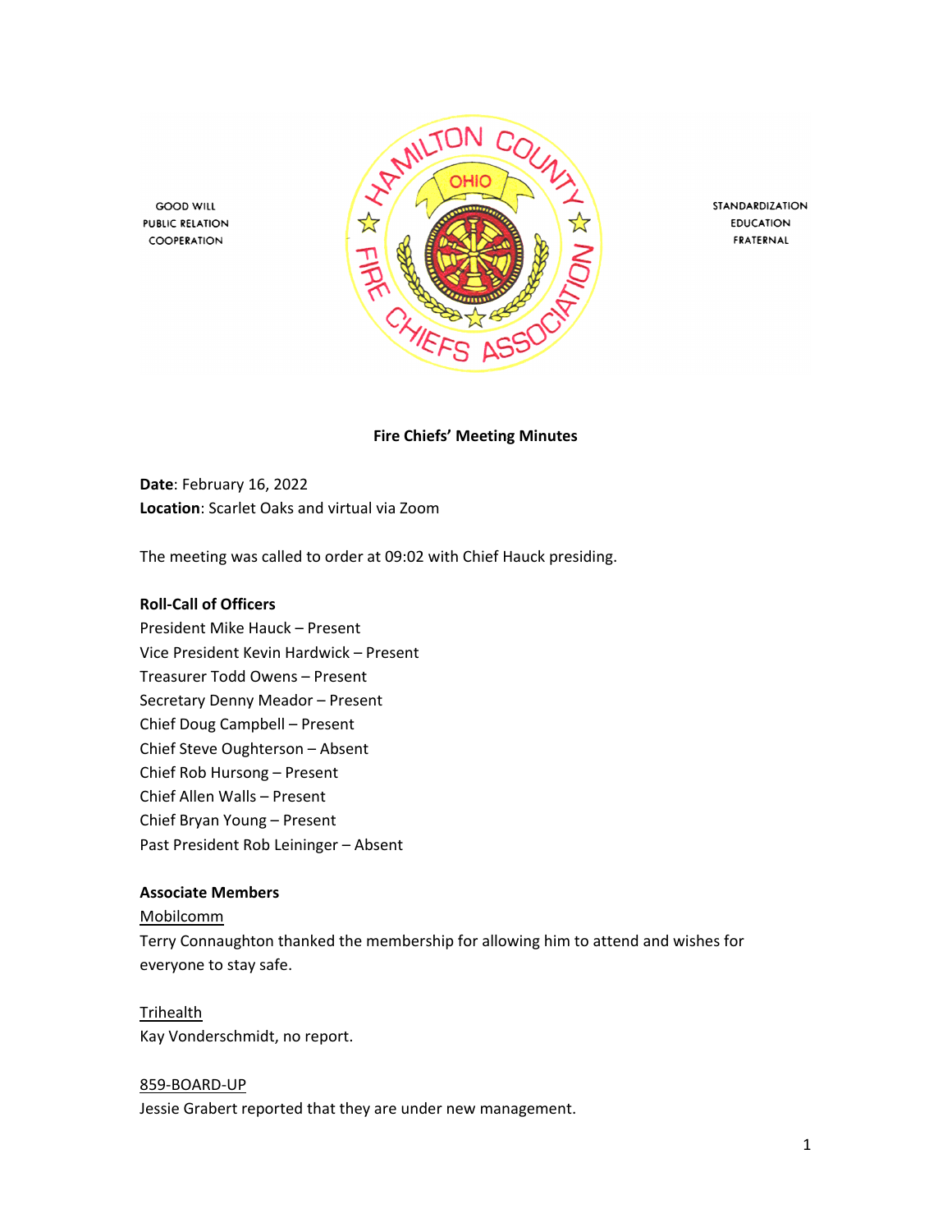GOOD WILL
PUBLIC RELATION
COOPERATION

STANDARDIZATION
EDUCATION
FRATERNAL

**Fire Chiefs' Meeting Minutes**

**Date**: February 16, 2022
**Location**: Scarlet Oaks and virtual via Zoom

The meeting was called to order at 09:02 with Chief Hauck presiding.

**Roll-Call of Officers**

President Mike Hauck – Present
Vice President Kevin Hardwick – Present
Treasurer Todd Owens – Present
Secretary Denny Meador – Present
Chief Doug Campbell – Present
Chief Steve Oughterson – Absent
Chief Rob Hursong – Present
Chief Allen Walls – Present
Chief Bryan Young – Present
Past President Rob Leininger – Absent

**Associate Members**

Mobilcomm
Terry Connaughton thanked the membership for allowing him to attend and wishes for everyone to stay safe.

Trihealth
Kay Vonderschmidt, no report.

859-BOARD-UP
Jessie Grabert reported that they are under new management.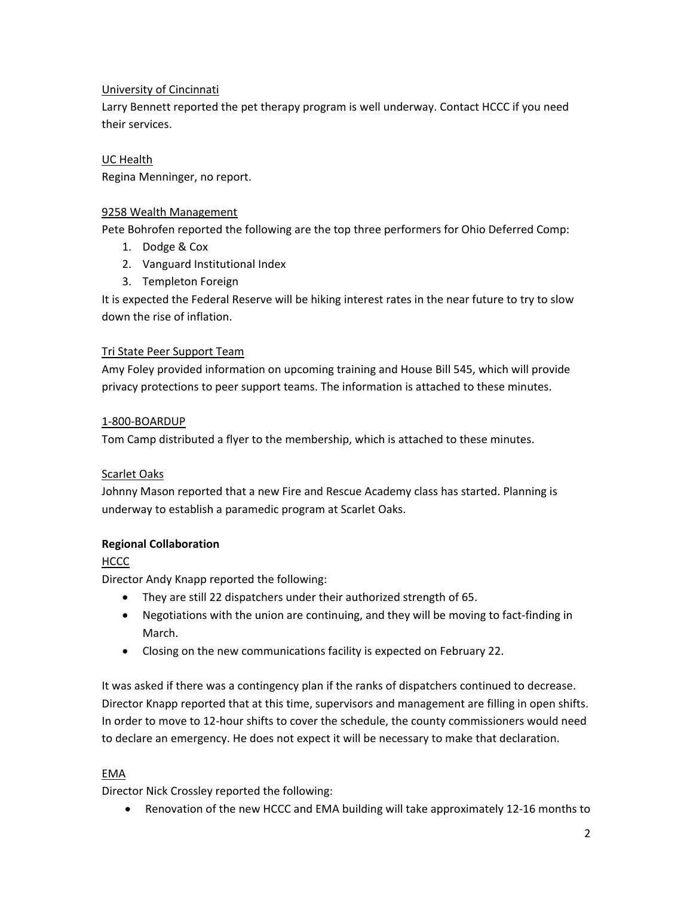University of Cincinnati

Larry Bennett reported the pet therapy program is well underway. Contact HCCC if you need their services.

UC Health

Regina Menninger, no report.

9258 Wealth Management

Pete Bohrofen reported the following are the top three performers for Ohio Deferred Comp:

1. Dodge & Cox
2. Vanguard Institutional Index
3. Templeton Foreign

It is expected the Federal Reserve will be hiking interest rates in the near future to try to slow down the rise of inflation.

Tri State Peer Support Team

Amy Foley provided information on upcoming training and House Bill 545, which will provide privacy protections to peer support teams. The information is attached to these minutes.

1-800-BOARDUP

Tom Camp distributed a flyer to the membership, which is attached to these minutes.

Scarlet Oaks

Johnny Mason reported that a new Fire and Rescue Academy class has started. Planning is underway to establish a paramedic program at Scarlet Oaks.

**Regional Collaboration**

HCCC

Director Andy Knapp reported the following:

- They are still 22 dispatchers under their authorized strength of 65.
- Negotiations with the union are continuing, and they will be moving to fact-finding in March.
- Closing on the new communications facility is expected on February 22.

It was asked if there was a contingency plan if the ranks of dispatchers continued to decrease. Director Knapp reported that at this time, supervisors and management are filling in open shifts. In order to move to 12-hour shifts to cover the schedule, the county commissioners would need to declare an emergency. He does not expect it will be necessary to make that declaration.

EMA

Director Nick Crossley reported the following:

- Renovation of the new HCCC and EMA building will take approximately 12-16 months to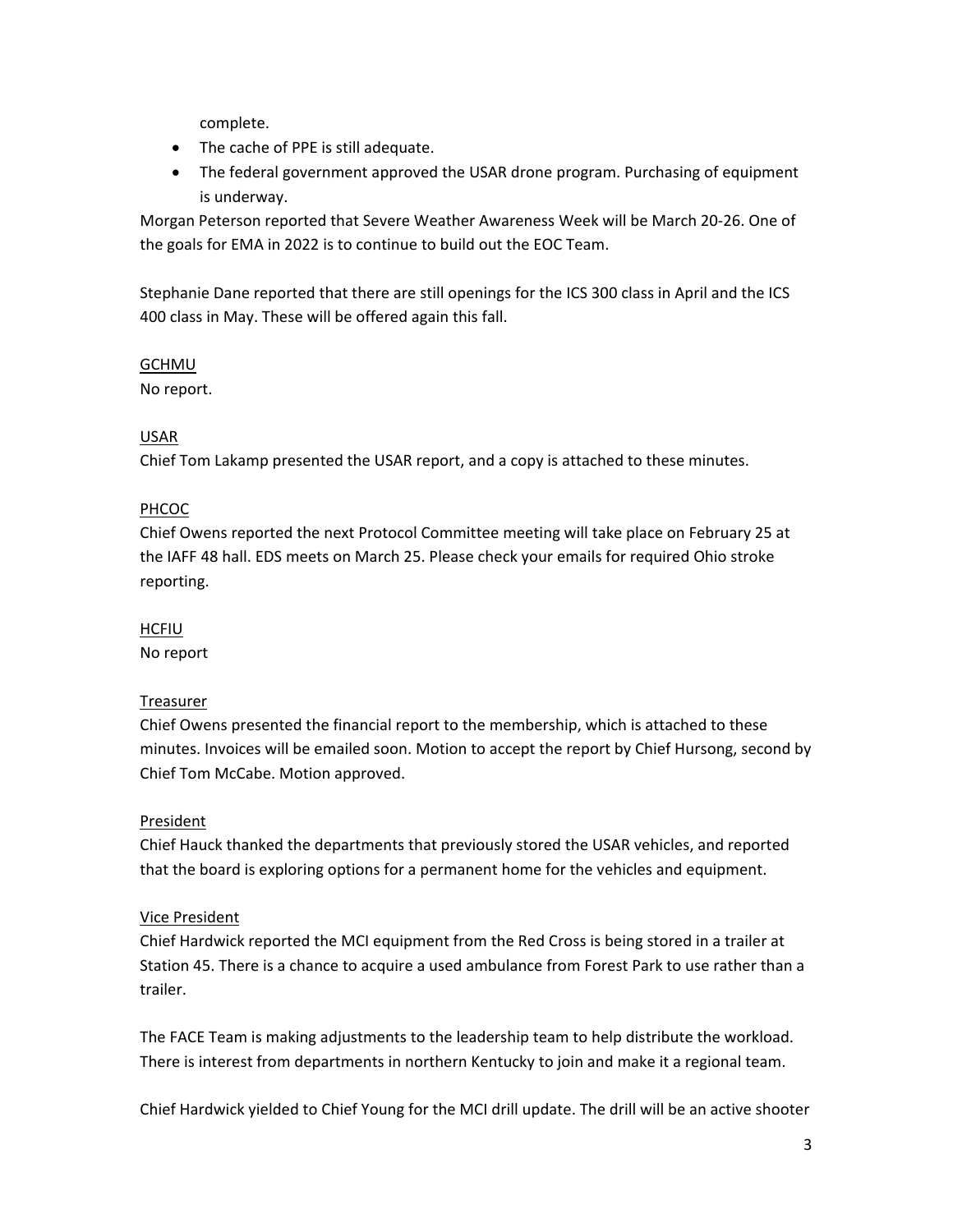complete.

- The cache of PPE is still adequate.
- The federal government approved the USAR drone program. Purchasing of equipment is underway.

Morgan Peterson reported that Severe Weather Awareness Week will be March 20-26. One of the goals for EMA in 2022 is to continue to build out the EOC Team.

Stephanie Dane reported that there are still openings for the ICS 300 class in April and the ICS 400 class in May. These will be offered again this fall.

<u>GCHMU</u>

No report.

<u>USAR</u>

Chief Tom Lakamp presented the USAR report, and a copy is attached to these minutes.

<u>PHCOC</u>

Chief Owens reported the next Protocol Committee meeting will take place on February 25 at the IAFF 48 hall. EDS meets on March 25. Please check your emails for required Ohio stroke reporting.

<u>HCFIU</u>

No report

<u>Treasurer</u>

Chief Owens presented the financial report to the membership, which is attached to these minutes. Invoices will be emailed soon. Motion to accept the report by Chief Hursong, second by Chief Tom McCabe. Motion approved.

<u>President</u>

Chief Hauck thanked the departments that previously stored the USAR vehicles, and reported that the board is exploring options for a permanent home for the vehicles and equipment.

<u>Vice President</u>

Chief Hardwick reported the MCI equipment from the Red Cross is being stored in a trailer at Station 45. There is a chance to acquire a used ambulance from Forest Park to use rather than a trailer.

The FACE Team is making adjustments to the leadership team to help distribute the workload. There is interest from departments in northern Kentucky to join and make it a regional team.

Chief Hardwick yielded to Chief Young for the MCI drill update. The drill will be an active shooter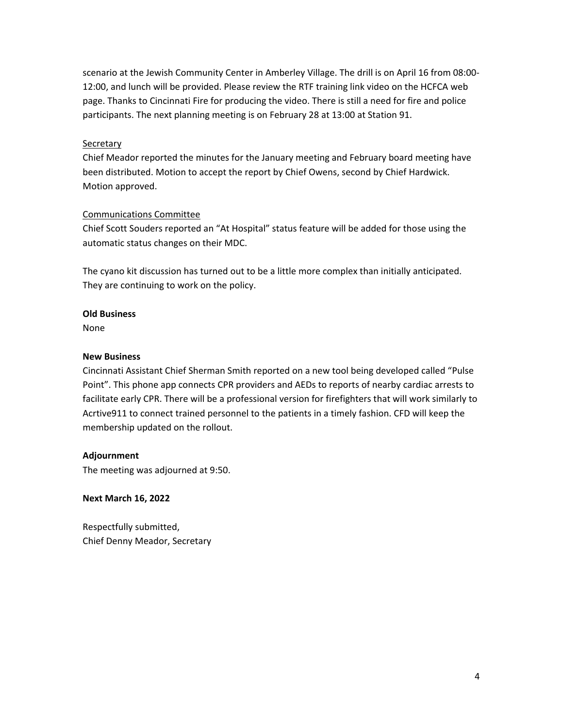scenario at the Jewish Community Center in Amberley Village. The drill is on April 16 from 08:00-12:00, and lunch will be provided. Please review the RTF training link video on the HCFCA web page. Thanks to Cincinnati Fire for producing the video. There is still a need for fire and police participants. The next planning meeting is on February 28 at 13:00 at Station 91.

Secretary

Chief Meador reported the minutes for the January meeting and February board meeting have been distributed. Motion to accept the report by Chief Owens, second by Chief Hardwick. Motion approved.

Communications Committee

Chief Scott Souders reported an "At Hospital" status feature will be added for those using the automatic status changes on their MDC.

The cyano kit discussion has turned out to be a little more complex than initially anticipated. They are continuing to work on the policy.

**Old Business**

None

**New Business**

Cincinnati Assistant Chief Sherman Smith reported on a new tool being developed called "Pulse Point". This phone app connects CPR providers and AEDs to reports of nearby cardiac arrests to facilitate early CPR. There will be a professional version for firefighters that will work similarly to Acrtive911 to connect trained personnel to the patients in a timely fashion. CFD will keep the membership updated on the rollout.

**Adjournment**

The meeting was adjourned at 9:50.

**Next March 16, 2022**

Respectfully submitted,
Chief Denny Meador, Secretary